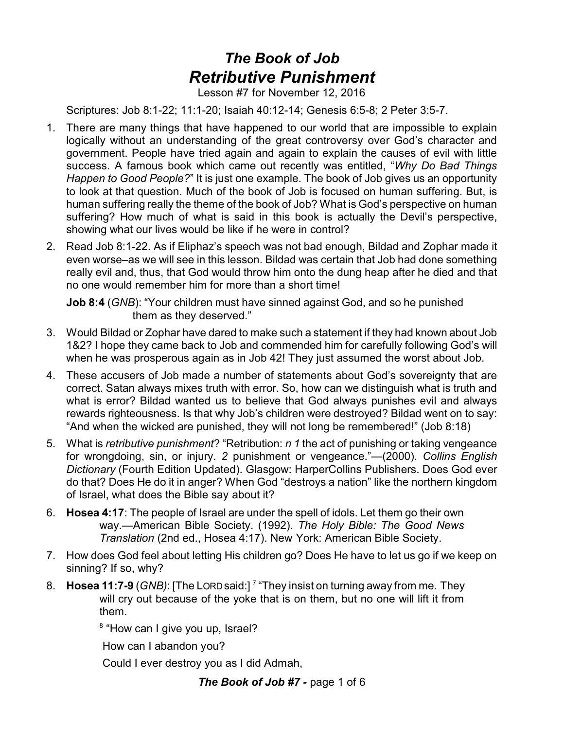# *The Book of Job*
# *Retributive Punishment*

Lesson #7 for November 12, 2016

Scriptures: Job 8:1-22; 11:1-20; Isaiah 40:12-14; Genesis 6:5-8; 2 Peter 3:5-7.

1. There are many things that have happened to our world that are impossible to explain logically without an understanding of the great controversy over God's character and government. People have tried again and again to explain the causes of evil with little success. A famous book which came out recently was entitled, "*Why Do Bad Things Happen to Good People?*" It is just one example. The book of Job gives us an opportunity to look at that question. Much of the book of Job is focused on human suffering. But, is human suffering really the theme of the book of Job? What is God's perspective on human suffering? How much of what is said in this book is actually the Devil's perspective, showing what our lives would be like if he were in control?

2. Read Job 8:1-22. As if Eliphaz's speech was not bad enough, Bildad and Zophar made it even worse–as we will see in this lesson. Bildad was certain that Job had done something really evil and, thus, that God would throw him onto the dung heap after he died and that no one would remember him for more than a short time!

   **Job 8:4** (*GNB*): "Your children must have sinned against God, and so he punished them as they deserved."

3. Would Bildad or Zophar have dared to make such a statement if they had known about Job 1&2? I hope they came back to Job and commended him for carefully following God's will when he was prosperous again as in Job 42! They just assumed the worst about Job.

4. These accusers of Job made a number of statements about God's sovereignty that are correct. Satan always mixes truth with error. So, how can we distinguish what is truth and what is error? Bildad wanted us to believe that God always punishes evil and always rewards righteousness. Is that why Job's children were destroyed? Bildad went on to say: "And when the wicked are punished, they will not long be remembered!" (Job 8:18)

5. What is *retributive punishment*? "Retribution: *n 1* the act of punishing or taking vengeance for wrongdoing, sin, or injury. *2* punishment or vengeance."—(2000). *Collins English Dictionary* (Fourth Edition Updated). Glasgow: HarperCollins Publishers. Does God ever do that? Does He do it in anger? When God "destroys a nation" like the northern kingdom of Israel, what does the Bible say about it?

6. **Hosea 4:17**: The people of Israel are under the spell of idols. Let them go their own way.—American Bible Society. (1992). *The Holy Bible: The Good News Translation* (2nd ed., Hosea 4:17). New York: American Bible Society.

7. How does God feel about letting His children go? Does He have to let us go if we keep on sinning? If so, why?

8. **Hosea 11:7-9** (*GNB)*: [The LORD said:] [7] "They insist on turning away from me. They will cry out because of the yoke that is on them, but no one will lift it from them.

   [8] "How can I give you up, Israel?

   How can I abandon you?

   Could I ever destroy you as I did Admah,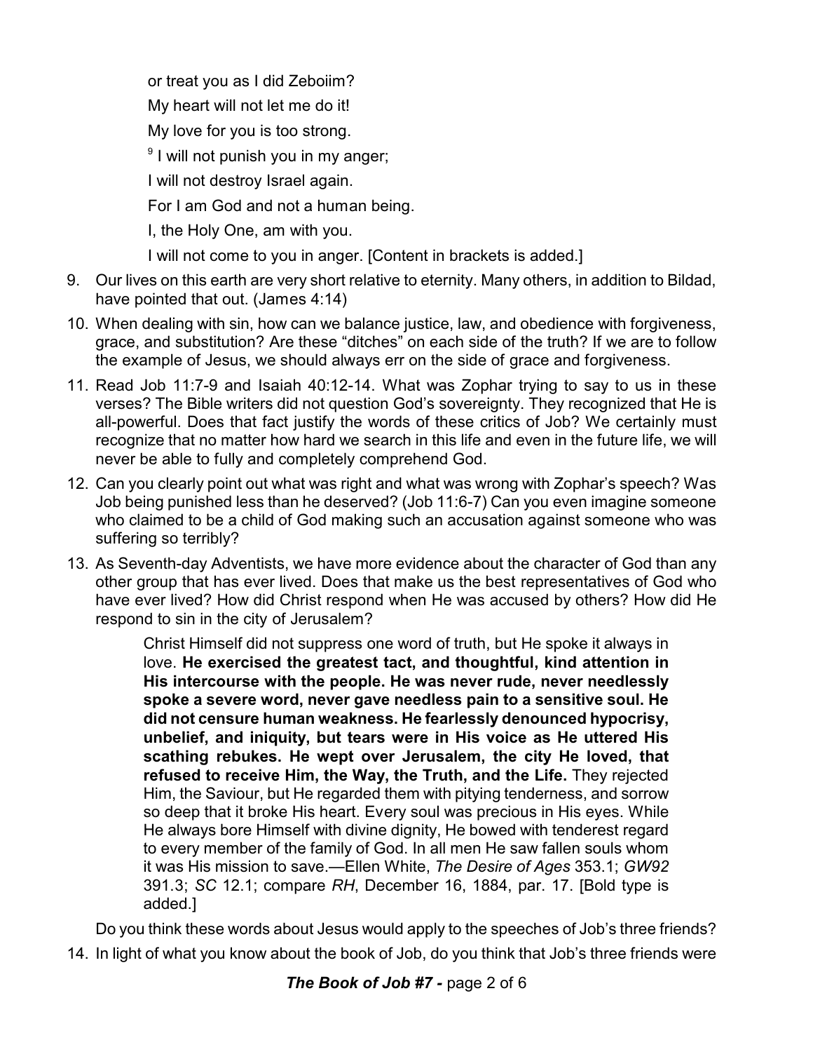or treat you as I did Zeboiim?

My heart will not let me do it!

My love for you is too strong.

[9] I will not punish you in my anger;

I will not destroy Israel again.

For I am God and not a human being.

I, the Holy One, am with you.

I will not come to you in anger. [Content in brackets is added.]

9. Our lives on this earth are very short relative to eternity. Many others, in addition to Bildad, have pointed that out. (James 4:14)
10. When dealing with sin, how can we balance justice, law, and obedience with forgiveness, grace, and substitution? Are these "ditches" on each side of the truth? If we are to follow the example of Jesus, we should always err on the side of grace and forgiveness.
11. Read Job 11:7-9 and Isaiah 40:12-14. What was Zophar trying to say to us in these verses? The Bible writers did not question God's sovereignty. They recognized that He is all-powerful. Does that fact justify the words of these critics of Job? We certainly must recognize that no matter how hard we search in this life and even in the future life, we will never be able to fully and completely comprehend God.
12. Can you clearly point out what was right and what was wrong with Zophar's speech? Was Job being punished less than he deserved? (Job 11:6-7) Can you even imagine someone who claimed to be a child of God making such an accusation against someone who was suffering so terribly?
13. As Seventh-day Adventists, we have more evidence about the character of God than any other group that has ever lived. Does that make us the best representatives of God who have ever lived? How did Christ respond when He was accused by others? How did He respond to sin in the city of Jerusalem?

    > Christ Himself did not suppress one word of truth, but He spoke it always in love. **He exercised the greatest tact, and thoughtful, kind attention in His intercourse with the people. He was never rude, never needlessly spoke a severe word, never gave needless pain to a sensitive soul. He did not censure human weakness. He fearlessly denounced hypocrisy, unbelief, and iniquity, but tears were in His voice as He uttered His scathing rebukes. He wept over Jerusalem, the city He loved, that refused to receive Him, the Way, the Truth, and the Life.** They rejected Him, the Saviour, but He regarded them with pitying tenderness, and sorrow so deep that it broke His heart. Every soul was precious in His eyes. While He always bore Himself with divine dignity, He bowed with tenderest regard to every member of the family of God. In all men He saw fallen souls whom it was His mission to save.—Ellen White, *The Desire of Ages* 353.1; *GW92* 391.3; *SC* 12.1; compare *RH*, December 16, 1884, par. 17. [Bold type is added.]

    Do you think these words about Jesus would apply to the speeches of Job's three friends?
14. In light of what you know about the book of Job, do you think that Job's three friends were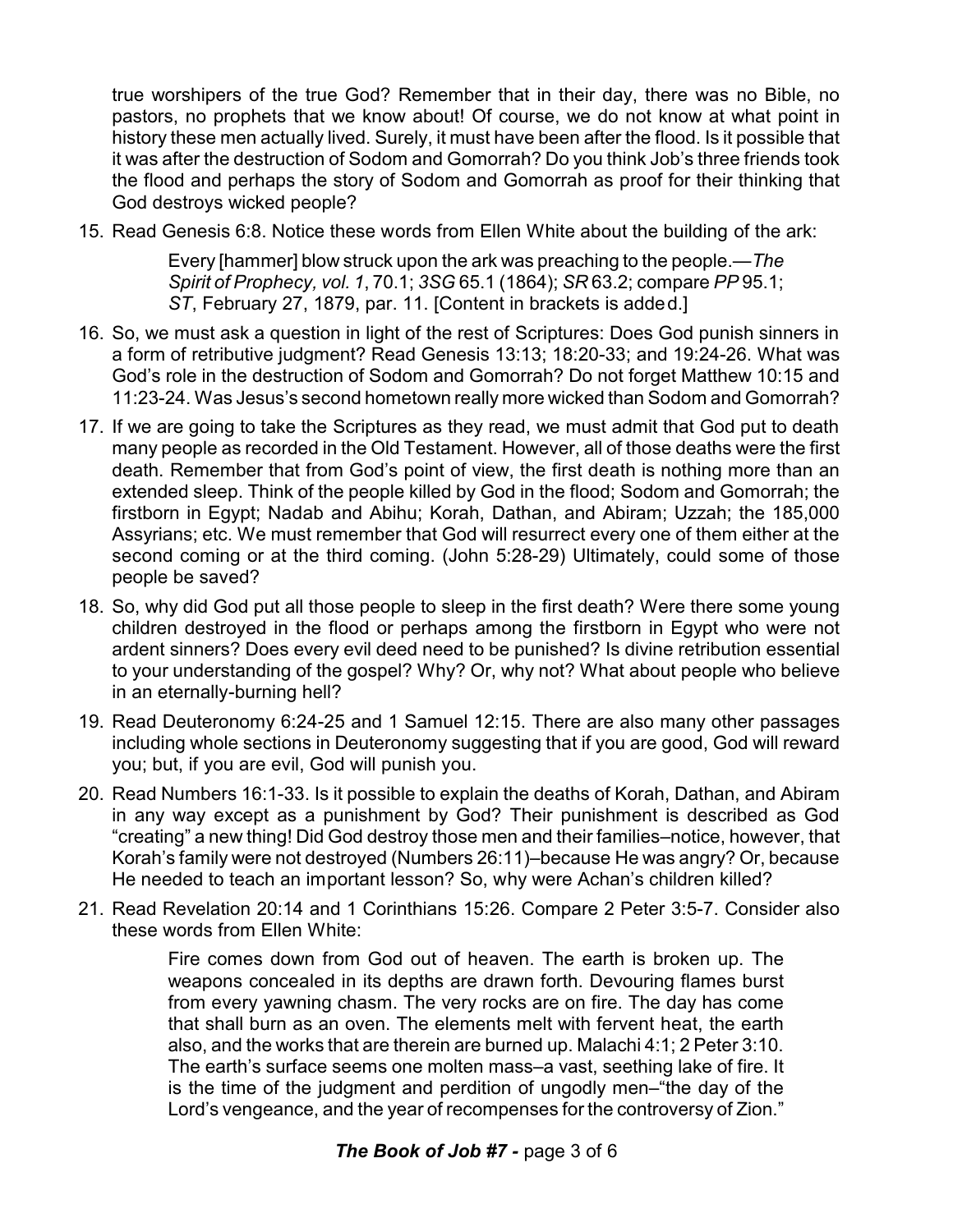true worshipers of the true God? Remember that in their day, there was no Bible, no pastors, no prophets that we know about! Of course, we do not know at what point in history these men actually lived. Surely, it must have been after the flood. Is it possible that it was after the destruction of Sodom and Gomorrah? Do you think Job's three friends took the flood and perhaps the story of Sodom and Gomorrah as proof for their thinking that God destroys wicked people?

15. Read Genesis 6:8. Notice these words from Ellen White about the building of the ark:

    > Every [hammer] blow struck upon the ark was preaching to the people.—*The Spirit of Prophecy, vol. 1*, 70.1; *3SG* 65.1 (1864); *SR* 63.2; compare *PP* 95.1; *ST*, February 27, 1879, par. 11. [Content in brackets is added.]

16. So, we must ask a question in light of the rest of Scriptures: Does God punish sinners in a form of retributive judgment? Read Genesis 13:13; 18:20-33; and 19:24-26. What was God's role in the destruction of Sodom and Gomorrah? Do not forget Matthew 10:15 and 11:23-24. Was Jesus's second hometown really more wicked than Sodom and Gomorrah?

17. If we are going to take the Scriptures as they read, we must admit that God put to death many people as recorded in the Old Testament. However, all of those deaths were the first death. Remember that from God's point of view, the first death is nothing more than an extended sleep. Think of the people killed by God in the flood; Sodom and Gomorrah; the firstborn in Egypt; Nadab and Abihu; Korah, Dathan, and Abiram; Uzzah; the 185,000 Assyrians; etc. We must remember that God will resurrect every one of them either at the second coming or at the third coming. (John 5:28-29) Ultimately, could some of those people be saved?

18. So, why did God put all those people to sleep in the first death? Were there some young children destroyed in the flood or perhaps among the firstborn in Egypt who were not ardent sinners? Does every evil deed need to be punished? Is divine retribution essential to your understanding of the gospel? Why? Or, why not? What about people who believe in an eternally-burning hell?

19. Read Deuteronomy 6:24-25 and 1 Samuel 12:15. There are also many other passages including whole sections in Deuteronomy suggesting that if you are good, God will reward you; but, if you are evil, God will punish you.

20. Read Numbers 16:1-33. Is it possible to explain the deaths of Korah, Dathan, and Abiram in any way except as a punishment by God? Their punishment is described as God "creating" a new thing! Did God destroy those men and their families–notice, however, that Korah's family were not destroyed (Numbers 26:11)–because He was angry? Or, because He needed to teach an important lesson? So, why were Achan's children killed?

21. Read Revelation 20:14 and 1 Corinthians 15:26. Compare 2 Peter 3:5-7. Consider also these words from Ellen White:

    > Fire comes down from God out of heaven. The earth is broken up. The weapons concealed in its depths are drawn forth. Devouring flames burst from every yawning chasm. The very rocks are on fire. The day has come that shall burn as an oven. The elements melt with fervent heat, the earth also, and the works that are therein are burned up. Malachi 4:1; 2 Peter 3:10. The earth's surface seems one molten mass–a vast, seething lake of fire. It is the time of the judgment and perdition of ungodly men–"the day of the Lord's vengeance, and the year of recompenses for the controversy of Zion."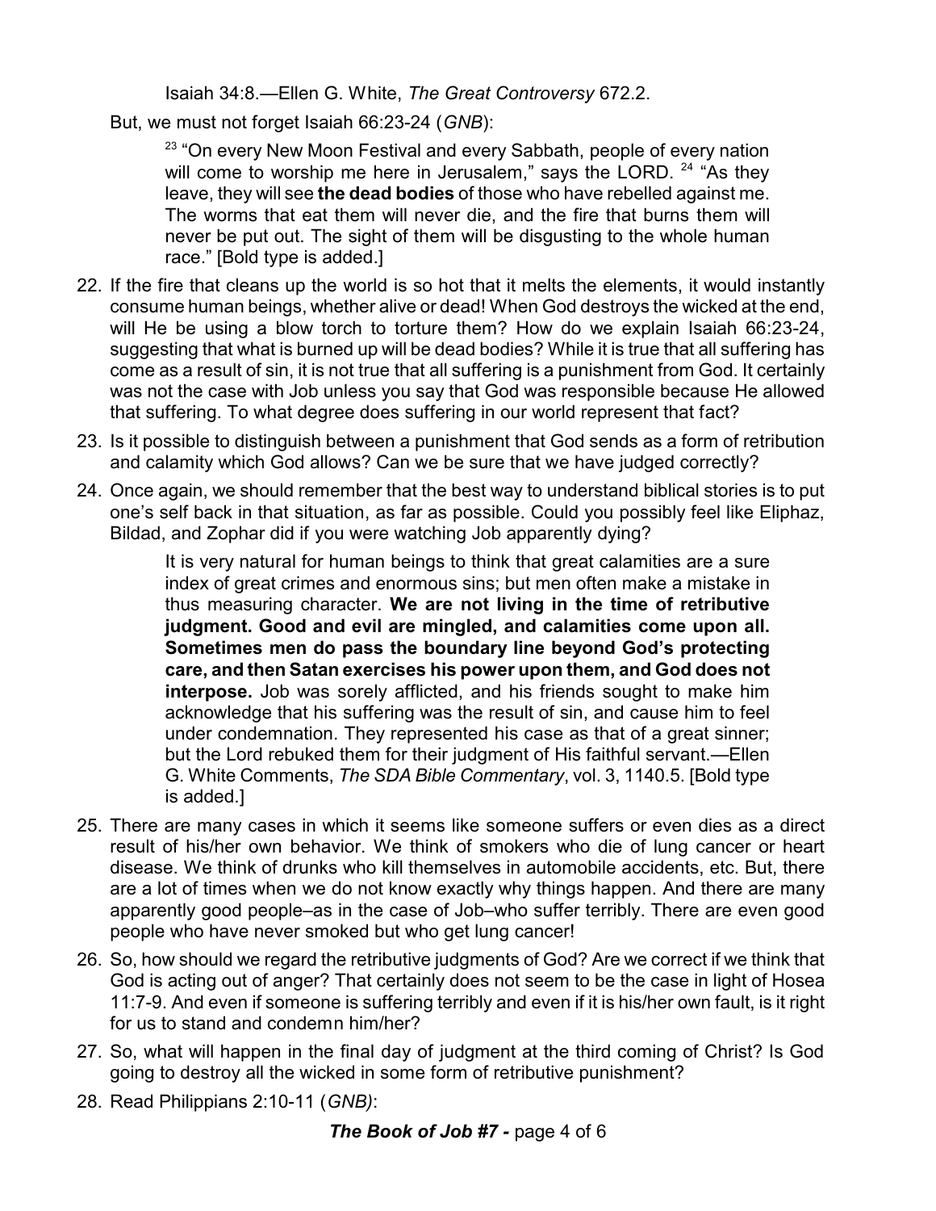Isaiah 34:8.—Ellen G. White, *The Great Controversy* 672.2.

But, we must not forget Isaiah 66:23-24 (*GNB*):

> [23] "On every New Moon Festival and every Sabbath, people of every nation will come to worship me here in Jerusalem," says the LORD. [24] "As they leave, they will see **the dead bodies** of those who have rebelled against me. The worms that eat them will never die, and the fire that burns them will never be put out. The sight of them will be disgusting to the whole human race." [Bold type is added.]

22. If the fire that cleans up the world is so hot that it melts the elements, it would instantly consume human beings, whether alive or dead! When God destroys the wicked at the end, will He be using a blow torch to torture them? How do we explain Isaiah 66:23-24, suggesting that what is burned up will be dead bodies? While it is true that all suffering has come as a result of sin, it is not true that all suffering is a punishment from God. It certainly was not the case with Job unless you say that God was responsible because He allowed that suffering. To what degree does suffering in our world represent that fact?
23. Is it possible to distinguish between a punishment that God sends as a form of retribution and calamity which God allows? Can we be sure that we have judged correctly?
24. Once again, we should remember that the best way to understand biblical stories is to put one's self back in that situation, as far as possible. Could you possibly feel like Eliphaz, Bildad, and Zophar did if you were watching Job apparently dying?

    > It is very natural for human beings to think that great calamities are a sure index of great crimes and enormous sins; but men often make a mistake in thus measuring character. **We are not living in the time of retributive judgment. Good and evil are mingled, and calamities come upon all. Sometimes men do pass the boundary line beyond God's protecting care, and then Satan exercises his power upon them, and God does not interpose.** Job was sorely afflicted, and his friends sought to make him acknowledge that his suffering was the result of sin, and cause him to feel under condemnation. They represented his case as that of a great sinner; but the Lord rebuked them for their judgment of His faithful servant.—Ellen G. White Comments, *The SDA Bible Commentary*, vol. 3, 1140.5. [Bold type is added.]

25. There are many cases in which it seems like someone suffers or even dies as a direct result of his/her own behavior. We think of smokers who die of lung cancer or heart disease. We think of drunks who kill themselves in automobile accidents, etc. But, there are a lot of times when we do not know exactly why things happen. And there are many apparently good people–as in the case of Job–who suffer terribly. There are even good people who have never smoked but who get lung cancer!
26. So, how should we regard the retributive judgments of God? Are we correct if we think that God is acting out of anger? That certainly does not seem to be the case in light of Hosea 11:7-9. And even if someone is suffering terribly and even if it is his/her own fault, is it right for us to stand and condemn him/her?
27. So, what will happen in the final day of judgment at the third coming of Christ? Is God going to destroy all the wicked in some form of retributive punishment?
28. Read Philippians 2:10-11 (*GNB)*: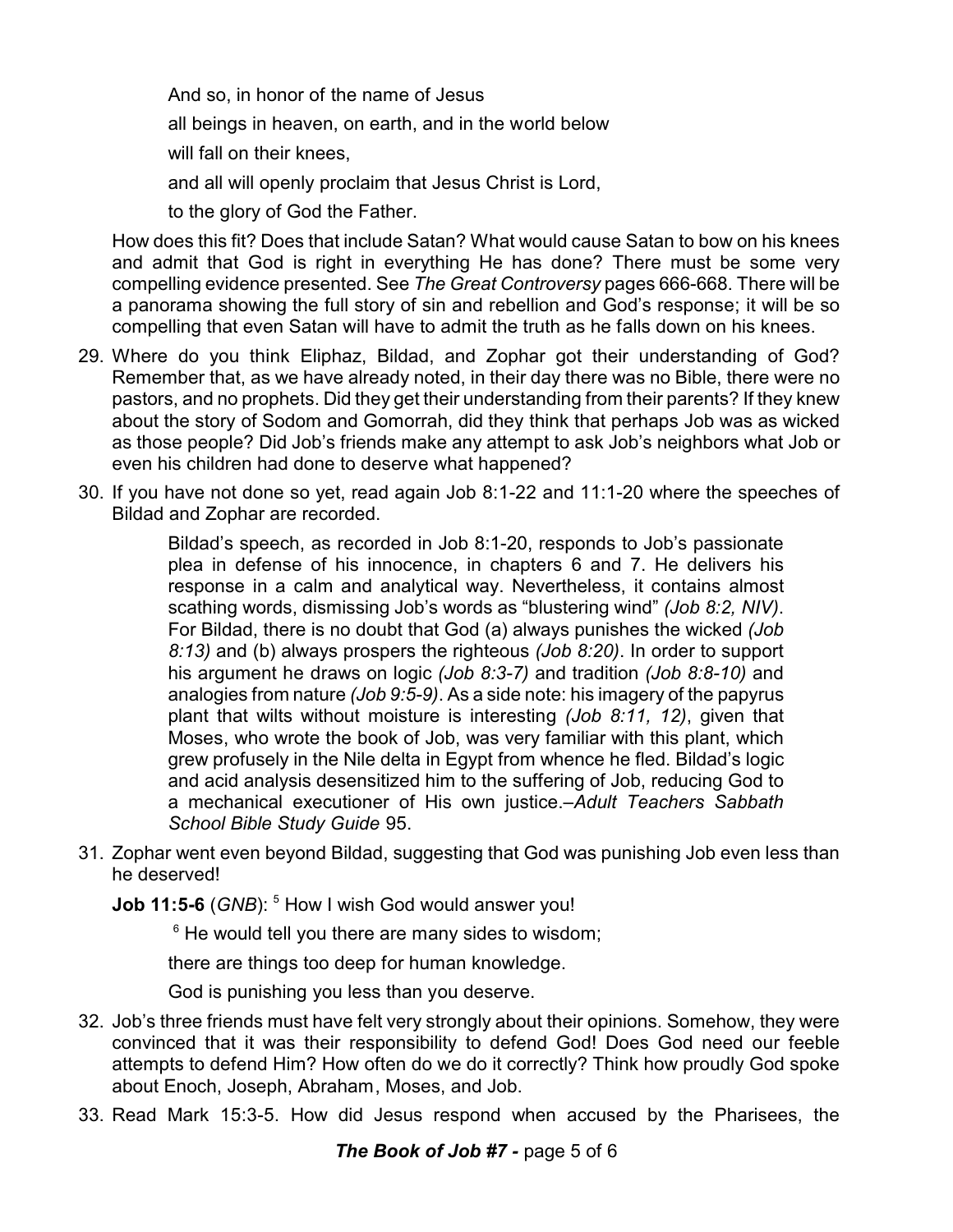And so, in honor of the name of Jesus

all beings in heaven, on earth, and in the world below

will fall on their knees,

and all will openly proclaim that Jesus Christ is Lord,

to the glory of God the Father.

How does this fit? Does that include Satan? What would cause Satan to bow on his knees and admit that God is right in everything He has done? There must be some very compelling evidence presented. See *The Great Controversy* pages 666-668. There will be a panorama showing the full story of sin and rebellion and God's response; it will be so compelling that even Satan will have to admit the truth as he falls down on his knees.

29. Where do you think Eliphaz, Bildad, and Zophar got their understanding of God? Remember that, as we have already noted, in their day there was no Bible, there were no pastors, and no prophets. Did they get their understanding from their parents? If they knew about the story of Sodom and Gomorrah, did they think that perhaps Job was as wicked as those people? Did Job's friends make any attempt to ask Job's neighbors what Job or even his children had done to deserve what happened?

30. If you have not done so yet, read again Job 8:1-22 and 11:1-20 where the speeches of Bildad and Zophar are recorded.

    > Bildad's speech, as recorded in Job 8:1-20, responds to Job's passionate plea in defense of his innocence, in chapters 6 and 7. He delivers his response in a calm and analytical way. Nevertheless, it contains almost scathing words, dismissing Job's words as "blustering wind" *(Job 8:2, NIV)*. For Bildad, there is no doubt that God (a) always punishes the wicked *(Job 8:13)* and (b) always prospers the righteous *(Job 8:20)*. In order to support his argument he draws on logic *(Job 8:3-7)* and tradition *(Job 8:8-10)* and analogies from nature *(Job 9:5-9)*. As a side note: his imagery of the papyrus plant that wilts without moisture is interesting *(Job 8:11, 12)*, given that Moses, who wrote the book of Job, was very familiar with this plant, which grew profusely in the Nile delta in Egypt from whence he fled. Bildad's logic and acid analysis desensitized him to the suffering of Job, reducing God to a mechanical executioner of His own justice.–*Adult Teachers Sabbath School Bible Study Guide* 95.

31. Zophar went even beyond Bildad, suggesting that God was punishing Job even less than he deserved!

    **Job 11:5-6** (*GNB*): [5] How I wish God would answer you!

    [6] He would tell you there are many sides to wisdom;

    there are things too deep for human knowledge.

    God is punishing you less than you deserve.

32. Job's three friends must have felt very strongly about their opinions. Somehow, they were convinced that it was their responsibility to defend God! Does God need our feeble attempts to defend Him? How often do we do it correctly? Think how proudly God spoke about Enoch, Joseph, Abraham, Moses, and Job.

33. Read Mark 15:3-5. How did Jesus respond when accused by the Pharisees, the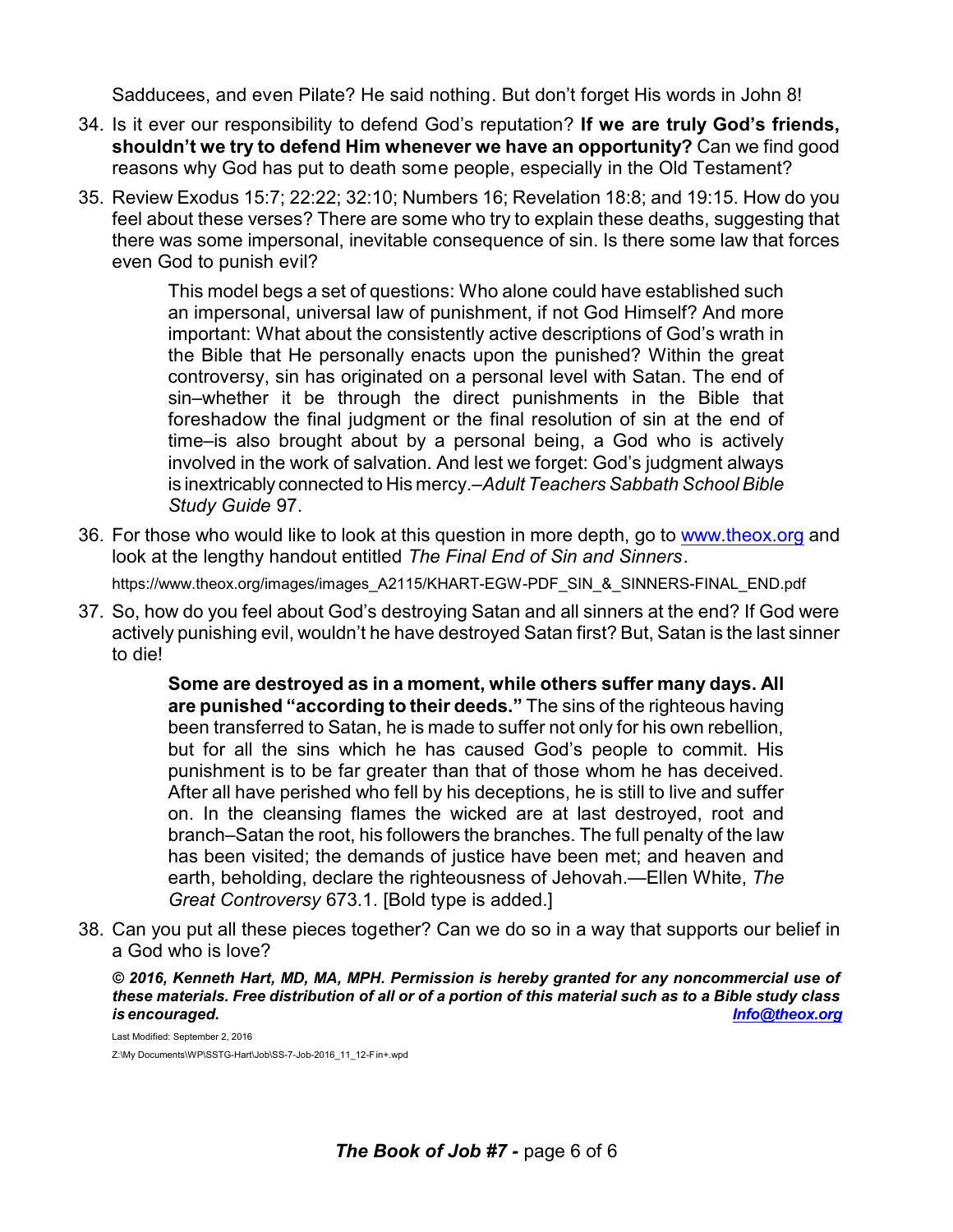Sadducees, and even Pilate? He said nothing. But don't forget His words in John 8!

34. Is it ever our responsibility to defend God's reputation? **If we are truly God's friends, shouldn't we try to defend Him whenever we have an opportunity?** Can we find good reasons why God has put to death some people, especially in the Old Testament?

35. Review Exodus 15:7; 22:22; 32:10; Numbers 16; Revelation 18:8; and 19:15. How do you feel about these verses? There are some who try to explain these deaths, suggesting that there was some impersonal, inevitable consequence of sin. Is there some law that forces even God to punish evil?

> This model begs a set of questions: Who alone could have established such an impersonal, universal law of punishment, if not God Himself? And more important: What about the consistently active descriptions of God's wrath in the Bible that He personally enacts upon the punished? Within the great controversy, sin has originated on a personal level with Satan. The end of sin–whether it be through the direct punishments in the Bible that foreshadow the final judgment or the final resolution of sin at the end of time–is also brought about by a personal being, a God who is actively involved in the work of salvation. And lest we forget: God's judgment always is inextricably connected to His mercy.–*Adult Teachers Sabbath School Bible Study Guide* 97.

36. For those who would like to look at this question in more depth, go to www.theox.org and look at the lengthy handout entitled *The Final End of Sin and Sinners*.

    https://www.theox.org/images/images_A2115/KHART-EGW-PDF_SIN_&_SINNERS-FINAL_END.pdf

37. So, how do you feel about God's destroying Satan and all sinners at the end? If God were actively punishing evil, wouldn't he have destroyed Satan first? But, Satan is the last sinner to die!

> **Some are destroyed as in a moment, while others suffer many days. All are punished "according to their deeds."** The sins of the righteous having been transferred to Satan, he is made to suffer not only for his own rebellion, but for all the sins which he has caused God's people to commit. His punishment is to be far greater than that of those whom he has deceived. After all have perished who fell by his deceptions, he is still to live and suffer on. In the cleansing flames the wicked are at last destroyed, root and branch–Satan the root, his followers the branches. The full penalty of the law has been visited; the demands of justice have been met; and heaven and earth, beholding, declare the righteousness of Jehovah.—Ellen White, *The Great Controversy* 673.1. [Bold type is added.]

38. Can you put all these pieces together? Can we do so in a way that supports our belief in a God who is love?

***© 2016, Kenneth Hart, MD, MA, MPH. Permission is hereby granted for any noncommercial use of these materials. Free distribution of all or of a portion of this material such as to a Bible study class is encouraged.*** ***Info@theox.org***

Last Modified: September 2, 2016

Z:\My Documents\WP\SSTG-Hart\Job\SS-7-Job-2016_11_12-Fin+.wpd